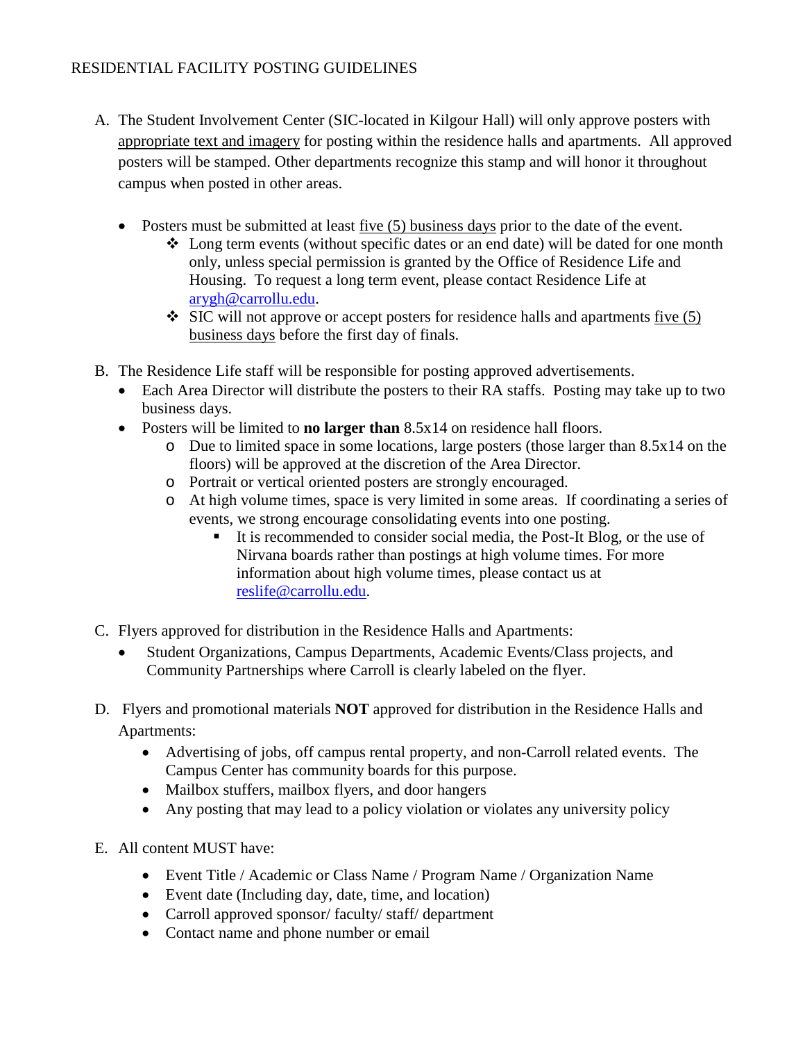# RESIDENTIAL FACILITY POSTING GUIDELINES

A. The Student Involvement Center (SIC-located in Kilgour Hall) will only approve posters with appropriate text and imagery for posting within the residence halls and apartments. All approved posters will be stamped. Other departments recognize this stamp and will honor it throughout campus when posted in other areas.

- Posters must be submitted at least five (5) business days prior to the date of the event.
  - Long term events (without specific dates or an end date) will be dated for one month only, unless special permission is granted by the Office of Residence Life and Housing. To request a long term event, please contact Residence Life at arygh@carrollu.edu.
  - SIC will not approve or accept posters for residence halls and apartments five (5) business days before the first day of finals.

B. The Residence Life staff will be responsible for posting approved advertisements.

- Each Area Director will distribute the posters to their RA staffs. Posting may take up to two business days.
- Posters will be limited to **no larger than** 8.5x14 on residence hall floors.
  - Due to limited space in some locations, large posters (those larger than 8.5x14 on the floors) will be approved at the discretion of the Area Director.
  - Portrait or vertical oriented posters are strongly encouraged.
  - At high volume times, space is very limited in some areas. If coordinating a series of events, we strong encourage consolidating events into one posting.
    - It is recommended to consider social media, the Post-It Blog, or the use of Nirvana boards rather than postings at high volume times. For more information about high volume times, please contact us at reslife@carrollu.edu.

C. Flyers approved for distribution in the Residence Halls and Apartments:

- Student Organizations, Campus Departments, Academic Events/Class projects, and Community Partnerships where Carroll is clearly labeled on the flyer.

D. Flyers and promotional materials **NOT** approved for distribution in the Residence Halls and Apartments:

- Advertising of jobs, off campus rental property, and non-Carroll related events. The Campus Center has community boards for this purpose.
- Mailbox stuffers, mailbox flyers, and door hangers
- Any posting that may lead to a policy violation or violates any university policy

E. All content MUST have:

- Event Title / Academic or Class Name / Program Name / Organization Name
- Event date (Including day, date, time, and location)
- Carroll approved sponsor/ faculty/ staff/ department
- Contact name and phone number or email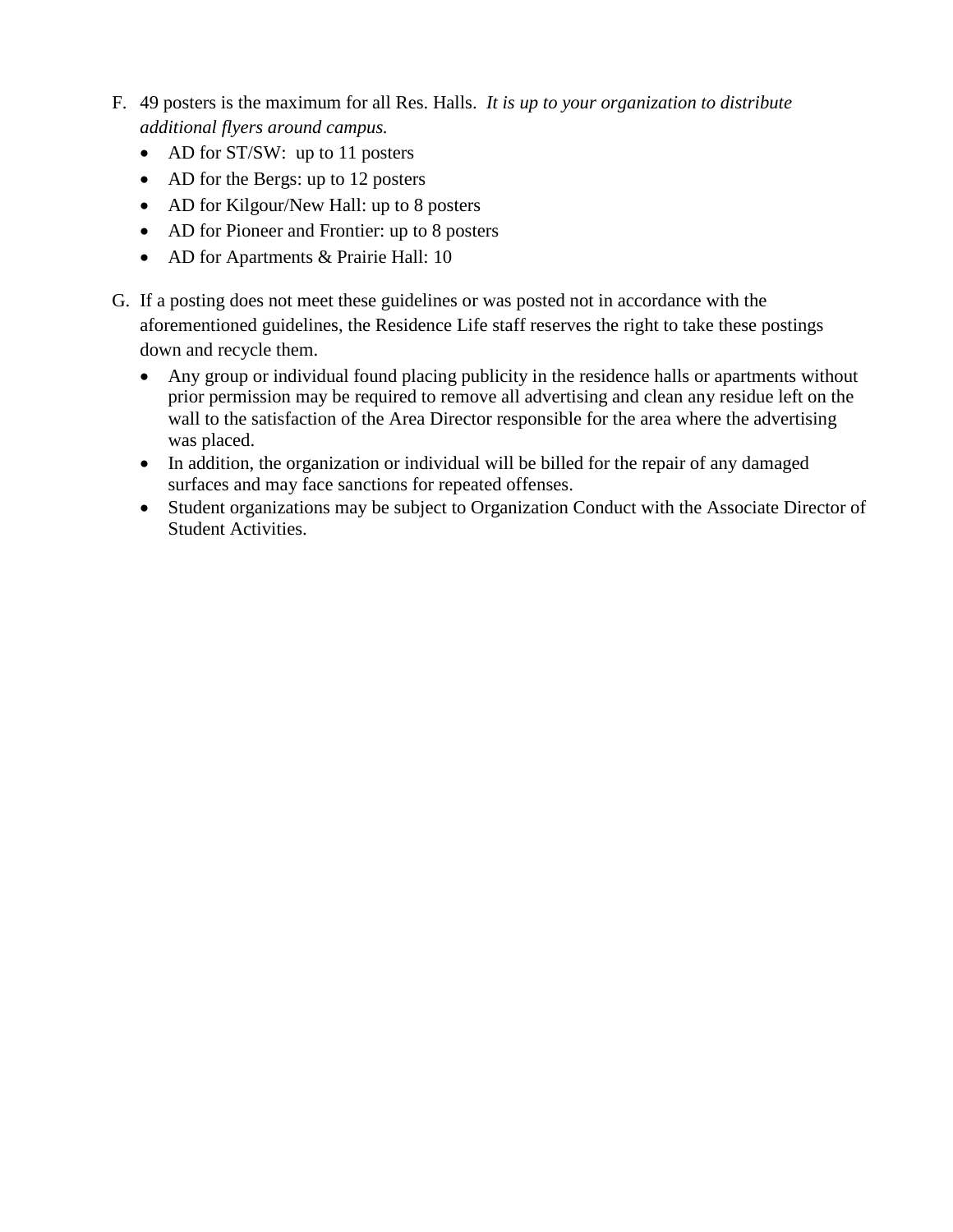F. 49 posters is the maximum for all Res. Halls. *It is up to your organization to distribute additional flyers around campus.*
   - AD for ST/SW: up to 11 posters
   - AD for the Bergs: up to 12 posters
   - AD for Kilgour/New Hall: up to 8 posters
   - AD for Pioneer and Frontier: up to 8 posters
   - AD for Apartments & Prairie Hall: 10

G. If a posting does not meet these guidelines or was posted not in accordance with the aforementioned guidelines, the Residence Life staff reserves the right to take these postings down and recycle them.
   - Any group or individual found placing publicity in the residence halls or apartments without prior permission may be required to remove all advertising and clean any residue left on the wall to the satisfaction of the Area Director responsible for the area where the advertising was placed.
   - In addition, the organization or individual will be billed for the repair of any damaged surfaces and may face sanctions for repeated offenses.
   - Student organizations may be subject to Organization Conduct with the Associate Director of Student Activities.